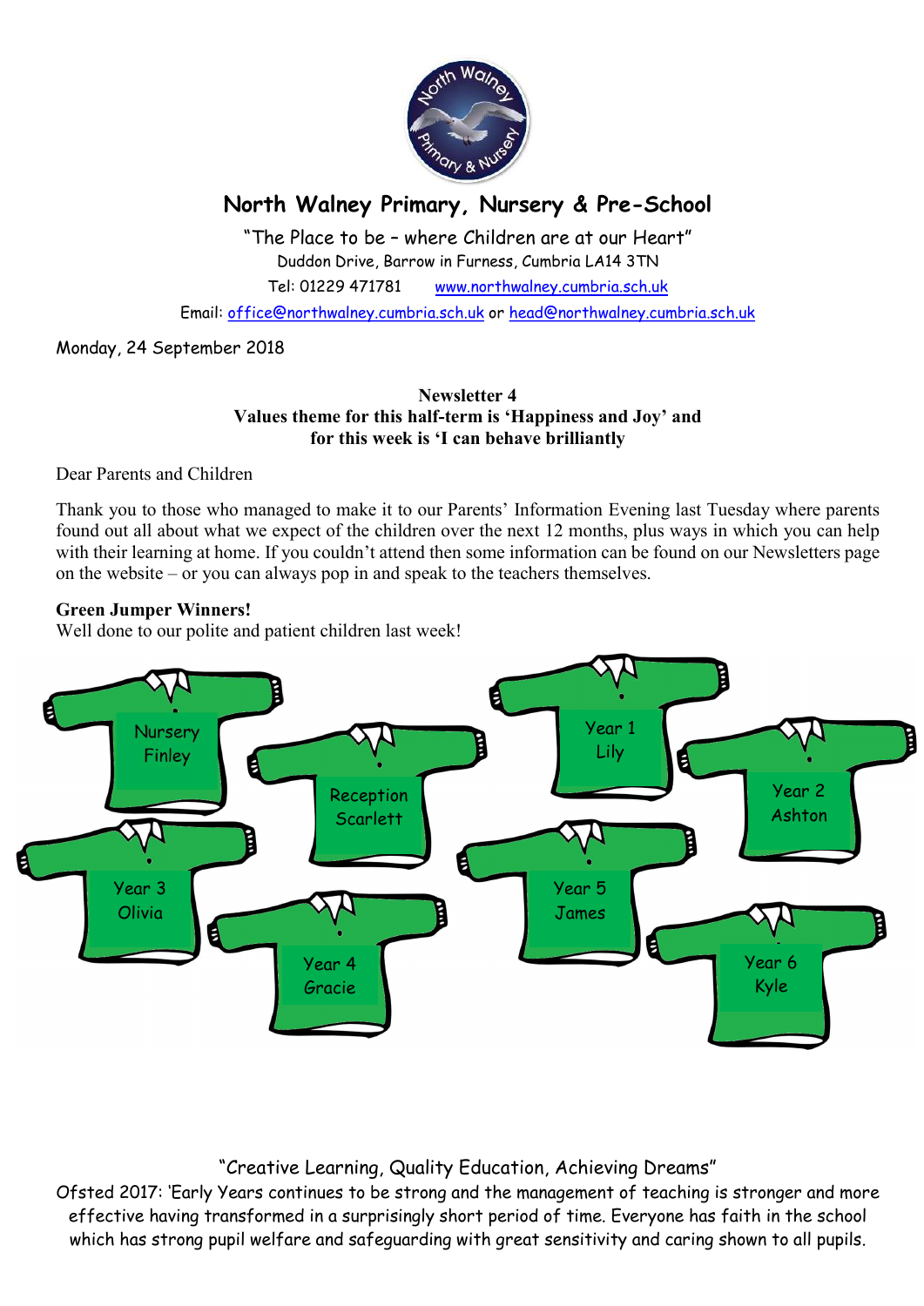# North Walney Primary, Nursery & Pre-School

"The Place to be – where Children are at our Heart"

Duddon Drive, Barrow in Furness, Cumbria LA14 3TN

Tel: 01229 471781 www.northwalney.cumbria.sch.uk

Email: office@northwalney.cumbria.sch.uk or head@northwalney.cumbria.sch.uk

Monday, 24 September 2018

**Newsletter 4**
**Values theme for this half-term is 'Happiness and Joy' and for this week is 'I can behave brilliantly**

Dear Parents and Children

Thank you to those who managed to make it to our Parents' Information Evening last Tuesday where parents found out all about what we expect of the children over the next 12 months, plus ways in which you can help with their learning at home. If you couldn't attend then some information can be found on our Newsletters page on the website – or you can always pop in and speak to the teachers themselves.

**Green Jumper Winners!**

Well done to our polite and patient children last week!

Nursery Finley

Reception Scarlett

Year 1 Lily

Year 2 Ashton

Year 3 Olivia

Year 4 Gracie

Year 5 James

Year 6 Kyle

"Creative Learning, Quality Education, Achieving Dreams"

Ofsted 2017: 'Early Years continues to be strong and the management of teaching is stronger and more effective having transformed in a surprisingly short period of time. Everyone has faith in the school which has strong pupil welfare and safeguarding with great sensitivity and caring shown to all pupils.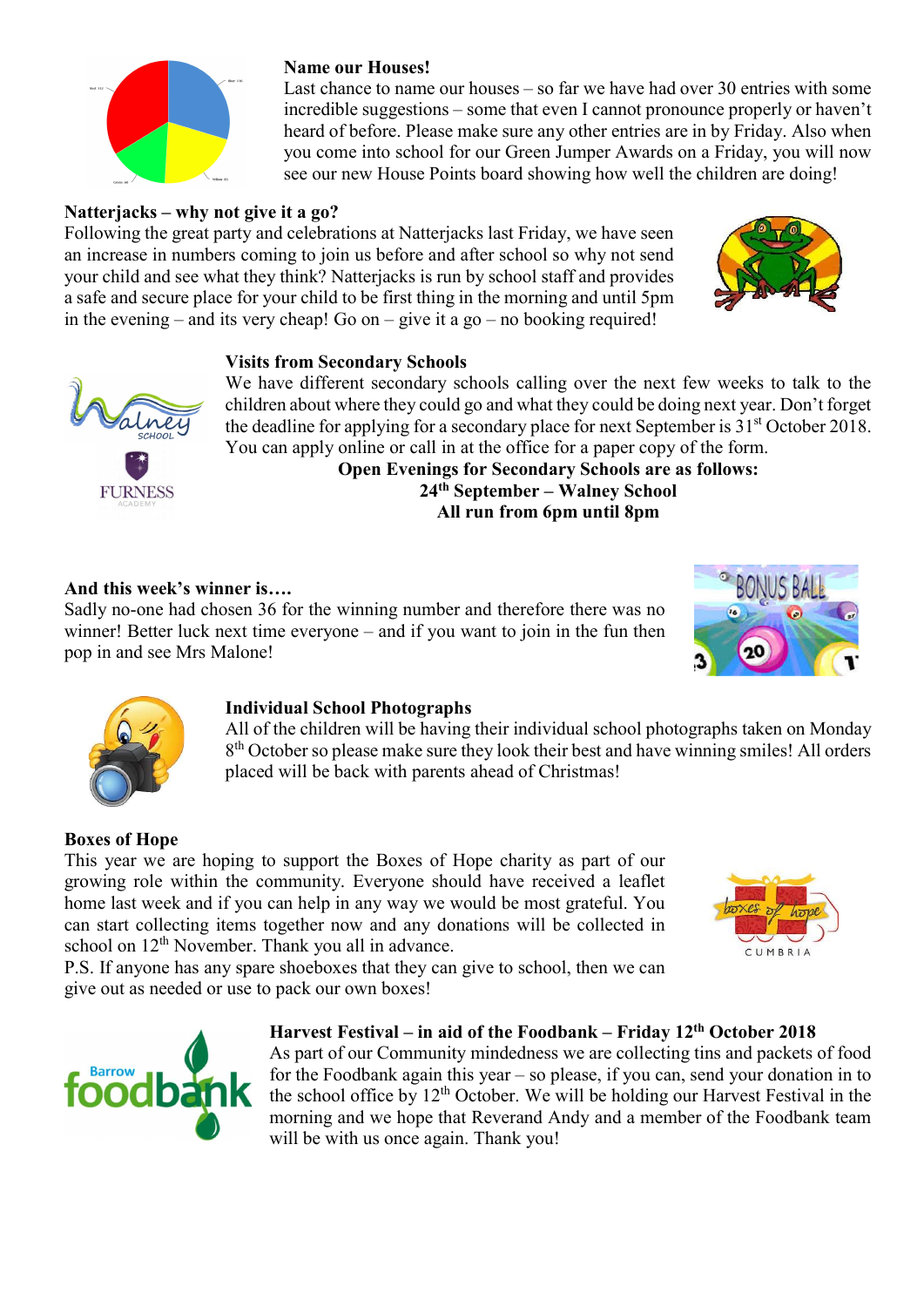**Name our Houses!**

Last chance to name our houses – so far we have had over 30 entries with some incredible suggestions – some that even I cannot pronounce properly or haven't heard of before. Please make sure any other entries are in by Friday. Also when you come into school for our Green Jumper Awards on a Friday, you will now see our new House Points board showing how well the children are doing!

**Natterjacks – why not give it a go?**

Following the great party and celebrations at Natterjacks last Friday, we have seen an increase in numbers coming to join us before and after school so why not send your child and see what they think? Natterjacks is run by school staff and provides a safe and secure place for your child to be first thing in the morning and until 5pm in the evening – and its very cheap! Go on – give it a go – no booking required!

**Visits from Secondary Schools**

We have different secondary schools calling over the next few weeks to talk to the children about where they could go and what they could be doing next year. Don't forget the deadline for applying for a secondary place for next September is 31st October 2018. You can apply online or call in at the office for a paper copy of the form.

**Open Evenings for Secondary Schools are as follows:**
**24th September – Walney School**
**All run from 6pm until 8pm**

**And this week's winner is….**

Sadly no-one had chosen 36 for the winning number and therefore there was no winner! Better luck next time everyone – and if you want to join in the fun then pop in and see Mrs Malone!

**Individual School Photographs**

All of the children will be having their individual school photographs taken on Monday 8th October so please make sure they look their best and have winning smiles! All orders placed will be back with parents ahead of Christmas!

**Boxes of Hope**

This year we are hoping to support the Boxes of Hope charity as part of our growing role within the community. Everyone should have received a leaflet home last week and if you can help in any way we would be most grateful. You can start collecting items together now and any donations will be collected in school on 12th November. Thank you all in advance.

P.S. If anyone has any spare shoeboxes that they can give to school, then we can give out as needed or use to pack our own boxes!

**Harvest Festival – in aid of the Foodbank – Friday 12th October 2018**

As part of our Community mindedness we are collecting tins and packets of food for the Foodbank again this year – so please, if you can, send your donation in to the school office by 12th October. We will be holding our Harvest Festival in the morning and we hope that Reverand Andy and a member of the Foodbank team will be with us once again. Thank you!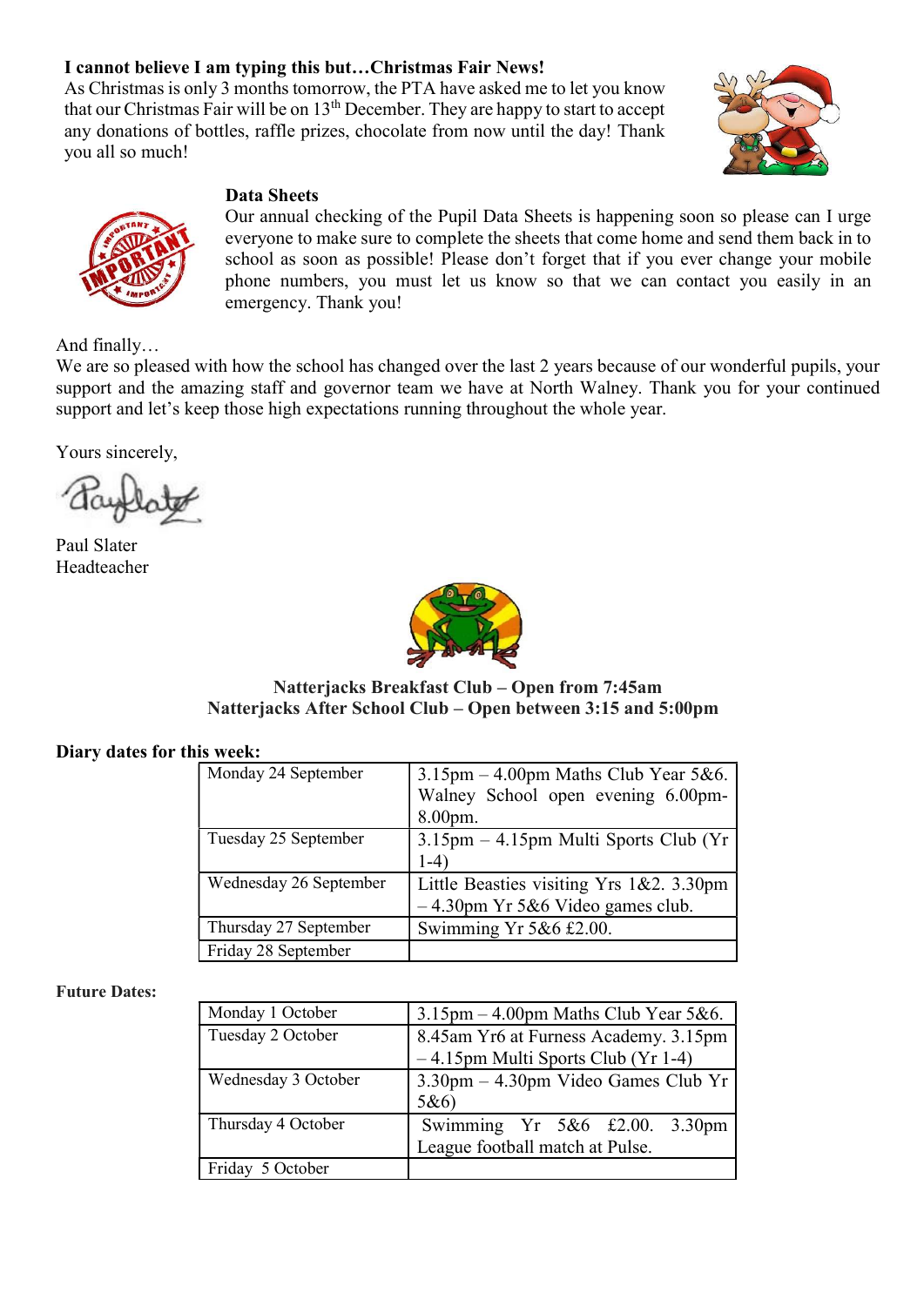**I cannot believe I am typing this but…Christmas Fair News!**

As Christmas is only 3 months tomorrow, the PTA have asked me to let you know that our Christmas Fair will be on 13th December. They are happy to start to accept any donations of bottles, raffle prizes, chocolate from now until the day! Thank you all so much!

**Data Sheets**

Our annual checking of the Pupil Data Sheets is happening soon so please can I urge everyone to make sure to complete the sheets that come home and send them back in to school as soon as possible! Please don't forget that if you ever change your mobile phone numbers, you must let us know so that we can contact you easily in an emergency. Thank you!

And finally…

We are so pleased with how the school has changed over the last 2 years because of our wonderful pupils, your support and the amazing staff and governor team we have at North Walney. Thank you for your continued support and let's keep those high expectations running throughout the whole year.

Yours sincerely,

Paul Slater
Headteacher

**Natterjacks Breakfast Club – Open from 7:45am**
**Natterjacks After School Club – Open between 3:15 and 5:00pm**

**Diary dates for this week:**

| | |
|---|---|
| Monday 24 September | 3.15pm – 4.00pm Maths Club Year 5&6. Walney School open evening 6.00pm-8.00pm. |
| Tuesday 25 September | 3.15pm – 4.15pm Multi Sports Club (Yr 1-4) |
| Wednesday 26 September | Little Beasties visiting Yrs 1&2. 3.30pm – 4.30pm Yr 5&6 Video games club. |
| Thursday 27 September | Swimming Yr 5&6 £2.00. |
| Friday 28 September | |

**Future Dates:**

| | |
|---|---|
| Monday 1 October | 3.15pm – 4.00pm Maths Club Year 5&6. |
| Tuesday 2 October | 8.45am Yr6 at Furness Academy. 3.15pm – 4.15pm Multi Sports Club (Yr 1-4) |
| Wednesday 3 October | 3.30pm – 4.30pm Video Games Club Yr 5&6) |
| Thursday 4 October | Swimming Yr 5&6 £2.00. 3.30pm League football match at Pulse. |
| Friday 5 October | |